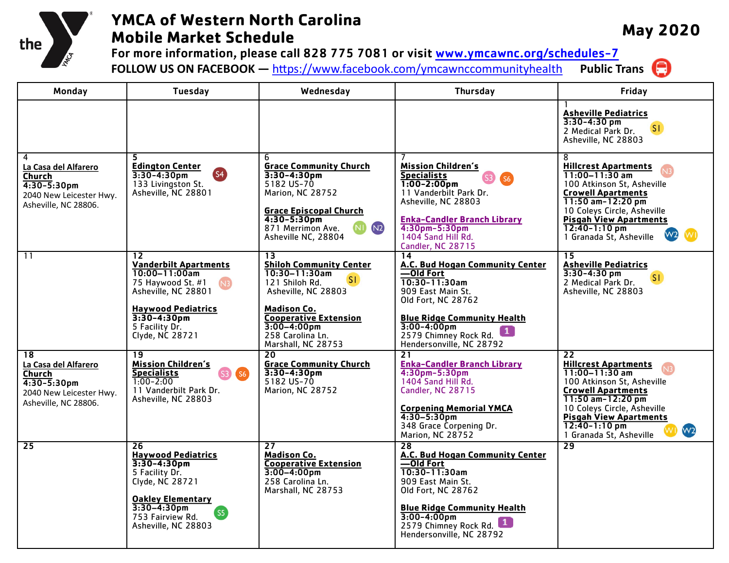# YMCA of Western North Carolina Mobile Market Schedule

## May 2020

For more information, please call 828 775 7081 or visit www.ymcawnc.org/schedules-7

FOLLOW US ON FACEBOOK — https://www.facebook.com/ymcawnccommunityhealth Public Trans

| Monday | Tuesday | Wednesday | Thursday | Friday |
|---|---|---|---|---|
| | | | | 1<br>**Asheville Pediatrics**<br>**3:30-4:30 pm**<br>2 Medical Park Dr.<br>Asheville, NC 28803 (S1) |
| 4<br>**La Casa del Alfarero Church**<br>**4:30-5:30pm**<br>2040 New Leicester Hwy.<br>Asheville, NC 28806. | 5<br>**Edington Center**<br>**3:30-4:30pm**<br>133 Livingston St.<br>Asheville, NC 28801 (S4) | 6<br>**Grace Community Church**<br>**3:30-4:30pm**<br>5182 US-70<br>Marion, NC 28752<br><br>**Grace Episcopal Church**<br>**4:30-5:30pm**<br>871 Merrimon Ave.<br>Asheville NC, 28804 (N1) (N2) | 7<br>**Mission Children's Specialists**<br>**1:00-2:00pm**<br>11 Vanderbilt Park Dr.<br>Asheville, NC 28803 (S3) (S6)<br><br>**Enka-Candler Branch Library**<br>**4:30pm-5:30pm**<br>1404 Sand Hill Rd.<br>Candler, NC 28715 | 8<br>**Hillcrest Apartments**<br>**11:00-11:30 am**<br>100 Atkinson St, Asheville (N3)<br>**Crowell Apartments**<br>**11:50 am-12:20 pm**<br>10 Coleys Circle, Asheville<br>**Pisgah View Apartments**<br>**12:40-1:10 pm**<br>1 Granada St, Asheville (W2) (W1) |
| 11 | 12<br>**Vanderbilt Apartments**<br>**10:00-11:00am**<br>75 Haywood St. #1<br>Asheville, NC 28801 (N3)<br><br>**Haywood Pediatrics**<br>**3:30-4:30pm**<br>5 Facility Dr.<br>Clyde, NC 28721 | 13<br>**Shiloh Community Center**<br>**10:30-11:30am**<br>121 Shiloh Rd.<br>Asheville, NC 28803 (S1)<br><br>**Madison Co. Cooperative Extension**<br>**3:00-4:00pm**<br>258 Carolina Ln.<br>Marshall, NC 28753 | 14<br>**A.C. Bud Hogan Community Center —Old Fort**<br>**10:30-11:30am**<br>909 East Main St.<br>Old Fort, NC 28762<br><br>**Blue Ridge Community Health**<br>**3:00-4:00pm**<br>2579 Chimney Rock Rd.<br>Hendersonville, NC 28792 (1) | 15<br>**Asheville Pediatrics**<br>**3:30-4:30 pm**<br>2 Medical Park Dr.<br>Asheville, NC 28803 (S1) |
| 18<br>**La Casa del Alfarero Church**<br>**4:30-5:30pm**<br>2040 New Leicester Hwy.<br>Asheville, NC 28806. | 19<br>**Mission Children's Specialists**<br>1:00-2:00<br>11 Vanderbilt Park Dr.<br>Asheville, NC 28803 (S3) (S6) | 20<br>**Grace Community Church**<br>**3:30-4:30pm**<br>5182 US-70<br>Marion, NC 28752 | 21<br>**Enka-Candler Branch Library**<br>**4:30pm-5:30pm**<br>1404 Sand Hill Rd.<br>Candler, NC 28715<br><br>**Corpening Memorial YMCA**<br>**4:30-5:30pm**<br>348 Grace Corpening Dr.<br>Marion, NC 28752 | 22<br>**Hillcrest Apartments**<br>**11:00-11:30 am**<br>100 Atkinson St, Asheville (N3)<br>**Crowell Apartments**<br>**11:50 am-12:20 pm**<br>10 Coleys Circle, Asheville<br>**Pisgah View Apartments**<br>**12:40-1:10 pm**<br>1 Granada St, Asheville (W1) (W2) |
| 25 | 26<br>**Haywood Pediatrics**<br>**3:30-4:30pm**<br>5 Facility Dr.<br>Clyde, NC 28721<br><br>**Oakley Elementary**<br>**3:30-4:30pm**<br>753 Fairview Rd.<br>Asheville, NC 28803 (S5) | 27<br>**Madison Co. Cooperative Extension**<br>**3:00-4:00pm**<br>258 Carolina Ln.<br>Marshall, NC 28753 | 28<br>**A.C. Bud Hogan Community Center —Old Fort**<br>**10:30-11:30am**<br>909 East Main St.<br>Old Fort, NC 28762<br><br>**Blue Ridge Community Health**<br>**3:00-4:00pm**<br>2579 Chimney Rock Rd.<br>Hendersonville, NC 28792 (1) | 29 |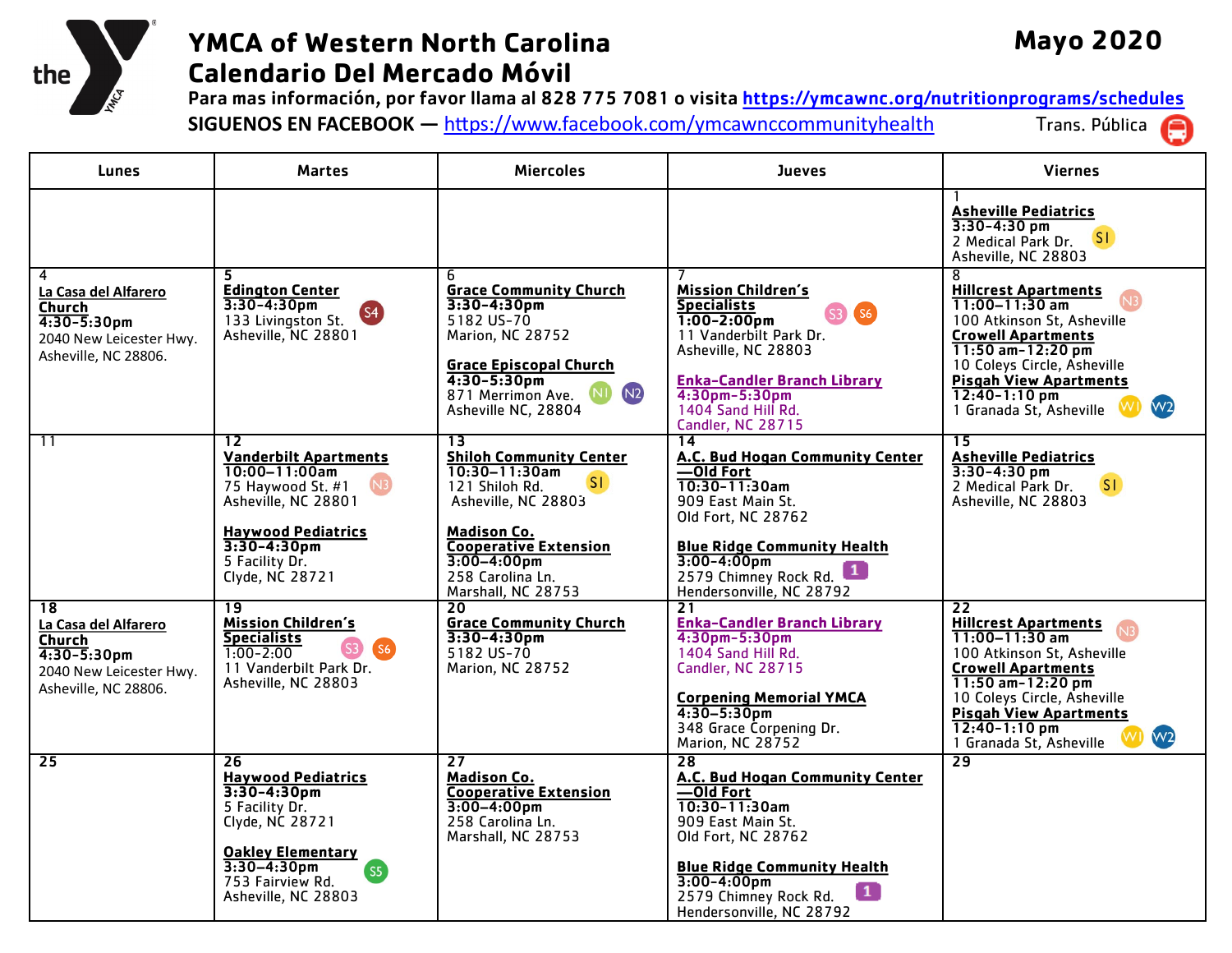# YMCA of Western North Carolina
# Calendario Del Mercado Móvil

## Mayo 2020

Para mas información, por favor llama al 828 775 7081 o visita https://ymcawnc.org/nutritionprograms/schedules

SIGUENOS EN FACEBOOK — https://www.facebook.com/ymcawnccommunityhealth

Trans. Pública

| Lunes | Martes | Miercoles | Jueves | Viernes |
|---|---|---|---|---|
| | | | | 1<br>**Asheville Pediatrics**<br>**3:30-4:30 pm**<br>2 Medical Park Dr.<br>Asheville, NC 28803<br>S1 |
| 4<br>**La Casa del Alfarero Church**<br>**4:30-5:30pm**<br>2040 New Leicester Hwy.<br>Asheville, NC 28806. | 5<br>**Edington Center**<br>**3:30-4:30pm**<br>133 Livingston St.<br>Asheville, NC 28801<br>S4 | 6<br>**Grace Community Church**<br>**3:30-4:30pm**<br>5182 US-70<br>Marion, NC 28752<br><br>**Grace Episcopal Church**<br>**4:30-5:30pm**<br>871 Merrimon Ave.<br>Asheville NC, 28804<br>N1 N2 | 7<br>**Mission Children's Specialists**<br>**1:00-2:00pm**<br>11 Vanderbilt Park Dr.<br>Asheville, NC 28803<br>S3 S6<br><br>**Enka-Candler Branch Library**<br>**4:30pm-5:30pm**<br>1404 Sand Hill Rd.<br>Candler, NC 28715 | 8<br>**Hillcrest Apartments**<br>**11:00-11:30 am**<br>100 Atkinson St, Asheville<br>N3<br>**Crowell Apartments**<br>**11:50 am-12:20 pm**<br>10 Coleys Circle, Asheville<br>**Pisgah View Apartments**<br>**12:40-1:10 pm**<br>1 Granada St, Asheville<br>W1 W2 |
| 11 | 12<br>**Vanderbilt Apartments**<br>**10:00-11:00am**<br>75 Haywood St. #1<br>Asheville, NC 28801<br>N3<br><br>**Haywood Pediatrics**<br>**3:30-4:30pm**<br>5 Facility Dr.<br>Clyde, NC 28721 | 13<br>**Shiloh Community Center**<br>**10:30-11:30am**<br>121 Shiloh Rd.<br>Asheville, NC 28803<br>S1<br><br>**Madison Co. Cooperative Extension**<br>**3:00-4:00pm**<br>258 Carolina Ln.<br>Marshall, NC 28753 | 14<br>**A.C. Bud Hogan Community Center —Old Fort**<br>**10:30-11:30am**<br>909 East Main St.<br>Old Fort, NC 28762<br><br>**Blue Ridge Community Health**<br>**3:00-4:00pm**<br>2579 Chimney Rock Rd.<br>Hendersonville, NC 28792<br>1 | 15<br>**Asheville Pediatrics**<br>**3:30-4:30 pm**<br>2 Medical Park Dr.<br>Asheville, NC 28803<br>S1 |
| 18<br>**La Casa del Alfarero Church**<br>**4:30-5:30pm**<br>2040 New Leicester Hwy.<br>Asheville, NC 28806. | 19<br>**Mission Children's Specialists**<br>1:00-2:00<br>11 Vanderbilt Park Dr.<br>Asheville, NC 28803<br>S3 S6 | 20<br>**Grace Community Church**<br>**3:30-4:30pm**<br>5182 US-70<br>Marion, NC 28752 | 21<br>**Enka-Candler Branch Library**<br>**4:30pm-5:30pm**<br>1404 Sand Hill Rd.<br>Candler, NC 28715<br><br>**Corpening Memorial YMCA**<br>**4:30-5:30pm**<br>348 Grace Corpening Dr.<br>Marion, NC 28752 | 22<br>**Hillcrest Apartments**<br>**11:00-11:30 am**<br>100 Atkinson St, Asheville<br>N3<br>**Crowell Apartments**<br>**11:50 am-12:20 pm**<br>10 Coleys Circle, Asheville<br>**Pisgah View Apartments**<br>**12:40-1:10 pm**<br>1 Granada St, Asheville<br>W1 W2 |
| 25 | 26<br>**Haywood Pediatrics**<br>**3:30-4:30pm**<br>5 Facility Dr.<br>Clyde, NC 28721<br><br>**Oakley Elementary**<br>**3:30-4:30pm**<br>753 Fairview Rd.<br>Asheville, NC 28803<br>S5 | 27<br>**Madison Co. Cooperative Extension**<br>**3:00-4:00pm**<br>258 Carolina Ln.<br>Marshall, NC 28753 | 28<br>**A.C. Bud Hogan Community Center —Old Fort**<br>**10:30-11:30am**<br>909 East Main St.<br>Old Fort, NC 28762<br><br>**Blue Ridge Community Health**<br>**3:00-4:00pm**<br>2579 Chimney Rock Rd.<br>Hendersonville, NC 28792<br>1 | 29 |